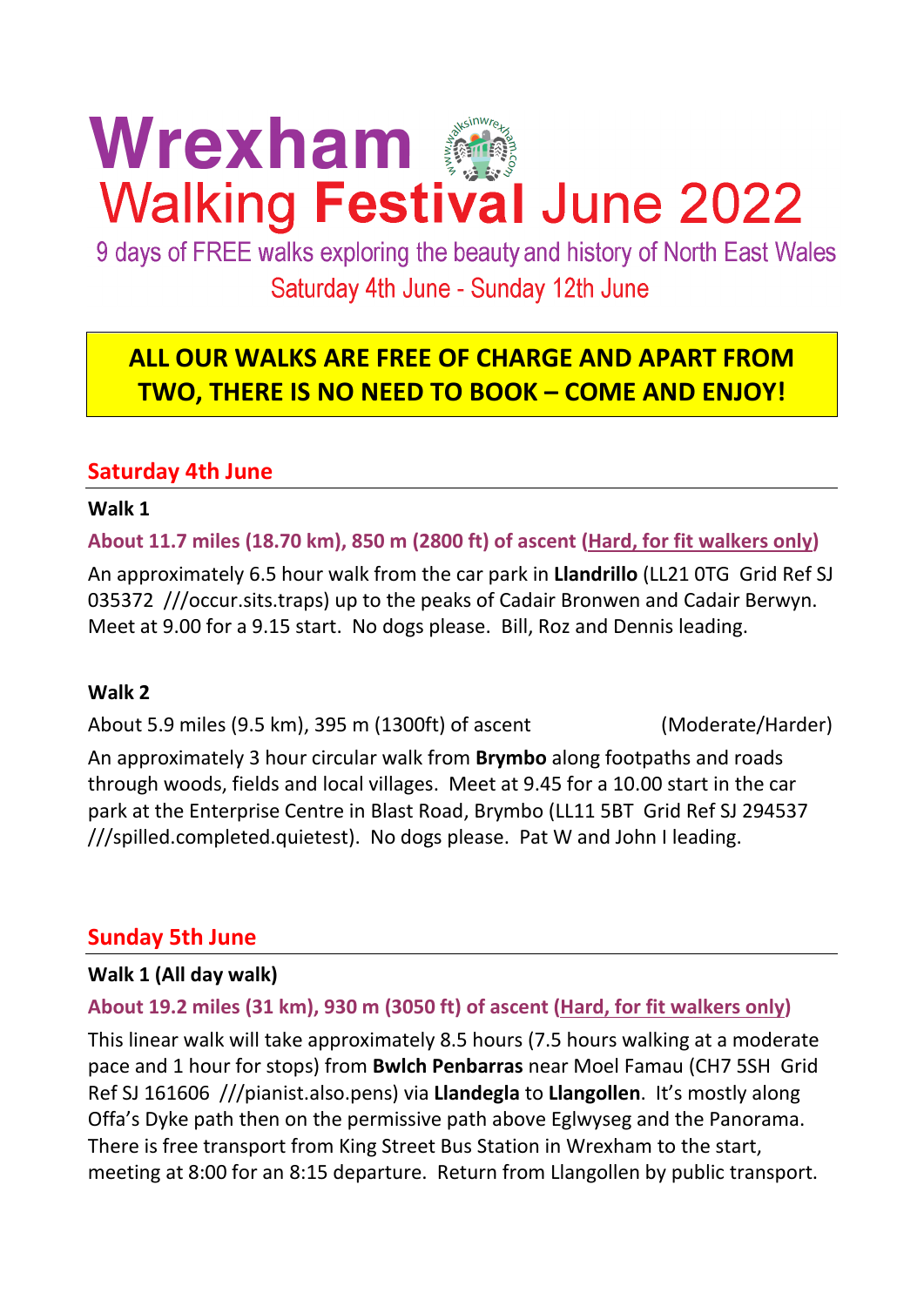# Wrexham Walking Festival June 2022

9 days of FREE walks exploring the beauty and history of North East Wales

Saturday 4th June - Sunday 12th June

**ALL OUR WALKS ARE FREE OF CHARGE AND APART FROM TWO, THERE IS NO NEED TO BOOK – COME AND ENJOY!**

## Saturday 4th June

### Walk 1

**About 11.7 miles (18.70 km), 850 m (2800 ft) of ascent (Hard, for fit walkers only)**

An approximately 6.5 hour walk from the car park in **Llandrillo** (LL21 0TG Grid Ref SJ 035372 ///occur.sits.traps) up to the peaks of Cadair Bronwen and Cadair Berwyn. Meet at 9.00 for a 9.15 start. No dogs please. Bill, Roz and Dennis leading.

### Walk 2

About 5.9 miles (9.5 km), 395 m (1300ft) of ascent (Moderate/Harder)

An approximately 3 hour circular walk from **Brymbo** along footpaths and roads through woods, fields and local villages. Meet at 9.45 for a 10.00 start in the car park at the Enterprise Centre in Blast Road, Brymbo (LL11 5BT Grid Ref SJ 294537 ///spilled.completed.quietest). No dogs please. Pat W and John I leading.

## Sunday 5th June

### Walk 1 (All day walk)

**About 19.2 miles (31 km), 930 m (3050 ft) of ascent (Hard, for fit walkers only)**

This linear walk will take approximately 8.5 hours (7.5 hours walking at a moderate pace and 1 hour for stops) from **Bwlch Penbarras** near Moel Famau (CH7 5SH Grid Ref SJ 161606 ///pianist.also.pens) via **Llandegla** to **Llangollen**. It's mostly along Offa's Dyke path then on the permissive path above Eglwyseg and the Panorama. There is free transport from King Street Bus Station in Wrexham to the start, meeting at 8:00 for an 8:15 departure. Return from Llangollen by public transport.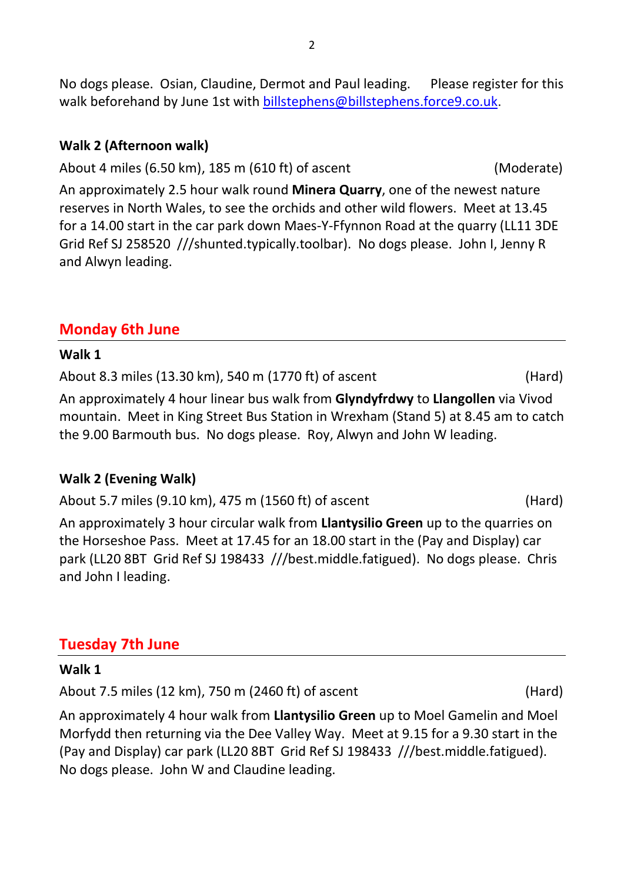No dogs please. Osian, Claudine, Dermot and Paul leading. Please register for this walk beforehand by June 1st with billstephens@billstephens.force9.co.uk.

### Walk 2 (Afternoon walk)

About 4 miles (6.50 km), 185 m (610 ft) of ascent (Moderate)

An approximately 2.5 hour walk round **Minera Quarry**, one of the newest nature reserves in North Wales, to see the orchids and other wild flowers. Meet at 13.45 for a 14.00 start in the car park down Maes-Y-Ffynnon Road at the quarry (LL11 3DE Grid Ref SJ 258520 ///shunted.typically.toolbar). No dogs please. John I, Jenny R and Alwyn leading.

## Monday 6th June

### Walk 1

About 8.3 miles (13.30 km), 540 m (1770 ft) of ascent (Hard)

An approximately 4 hour linear bus walk from **Glyndyfrdwy** to **Llangollen** via Vivod mountain. Meet in King Street Bus Station in Wrexham (Stand 5) at 8.45 am to catch the 9.00 Barmouth bus. No dogs please. Roy, Alwyn and John W leading.

### Walk 2 (Evening Walk)

About 5.7 miles (9.10 km), 475 m (1560 ft) of ascent (Hard)

An approximately 3 hour circular walk from **Llantysilio Green** up to the quarries on the Horseshoe Pass. Meet at 17.45 for an 18.00 start in the (Pay and Display) car park (LL20 8BT Grid Ref SJ 198433 ///best.middle.fatigued). No dogs please. Chris and John I leading.

## Tuesday 7th June

### Walk 1

About 7.5 miles (12 km), 750 m (2460 ft) of ascent (Hard)

An approximately 4 hour walk from **Llantysilio Green** up to Moel Gamelin and Moel Morfydd then returning via the Dee Valley Way. Meet at 9.15 for a 9.30 start in the (Pay and Display) car park (LL20 8BT Grid Ref SJ 198433 ///best.middle.fatigued). No dogs please. John W and Claudine leading.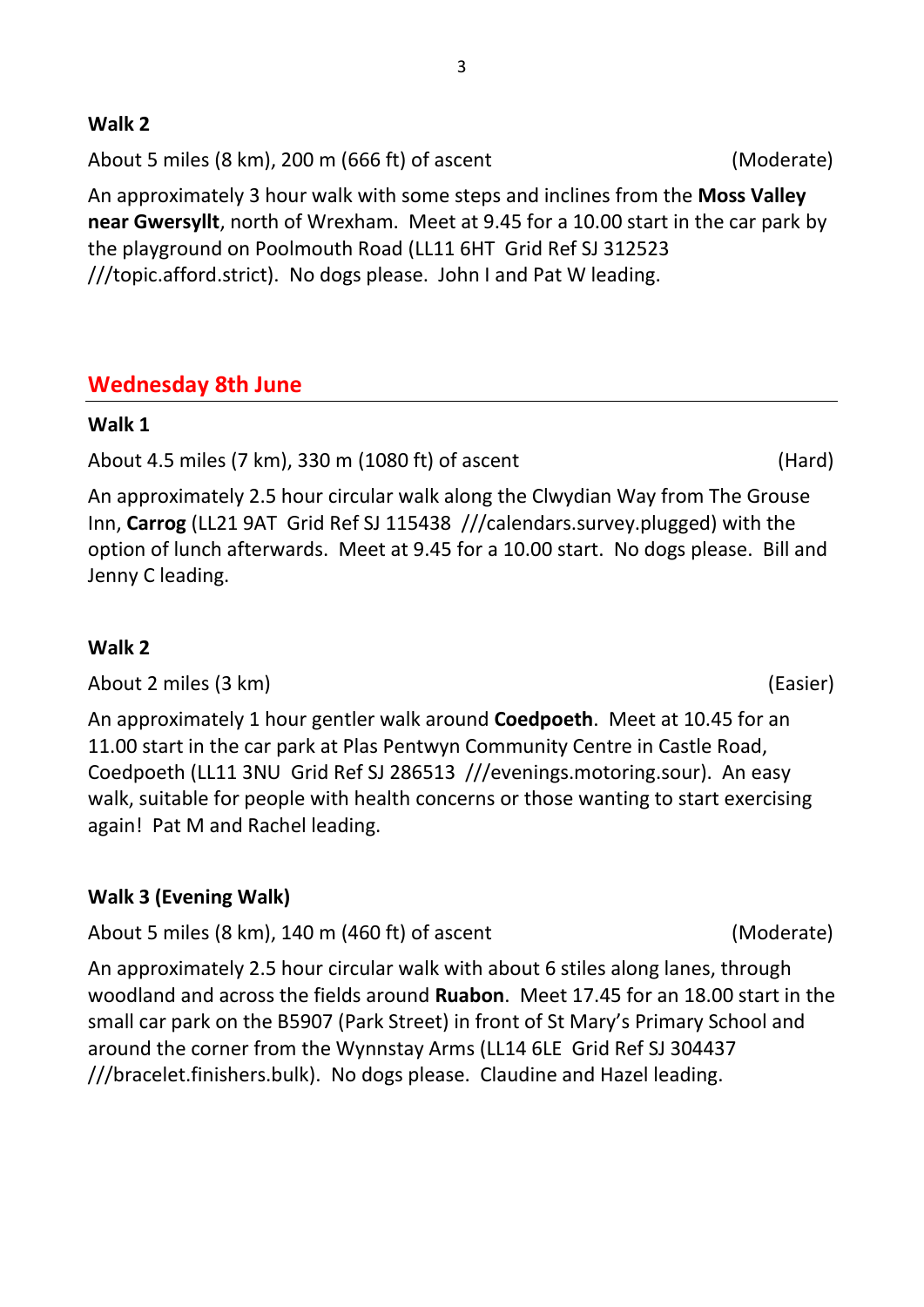### Walk 2

About 5 miles (8 km), 200 m (666 ft) of ascent (Moderate)

An approximately 3 hour walk with some steps and inclines from the **Moss Valley near Gwersyllt**, north of Wrexham. Meet at 9.45 for a 10.00 start in the car park by the playground on Poolmouth Road (LL11 6HT Grid Ref SJ 312523 ///topic.afford.strict). No dogs please. John I and Pat W leading.

## Wednesday 8th June

### Walk 1

About 4.5 miles (7 km), 330 m (1080 ft) of ascent (Hard)

An approximately 2.5 hour circular walk along the Clwydian Way from The Grouse Inn, **Carrog** (LL21 9AT Grid Ref SJ 115438 ///calendars.survey.plugged) with the option of lunch afterwards. Meet at 9.45 for a 10.00 start. No dogs please. Bill and Jenny C leading.

### Walk 2

About 2 miles (3 km) (Easier)

An approximately 1 hour gentler walk around **Coedpoeth**. Meet at 10.45 for an 11.00 start in the car park at Plas Pentwyn Community Centre in Castle Road, Coedpoeth (LL11 3NU Grid Ref SJ 286513 ///evenings.motoring.sour). An easy walk, suitable for people with health concerns or those wanting to start exercising again! Pat M and Rachel leading.

### Walk 3 (Evening Walk)

About 5 miles (8 km), 140 m (460 ft) of ascent (Moderate)

An approximately 2.5 hour circular walk with about 6 stiles along lanes, through woodland and across the fields around **Ruabon**. Meet 17.45 for an 18.00 start in the small car park on the B5907 (Park Street) in front of St Mary's Primary School and around the corner from the Wynnstay Arms (LL14 6LE Grid Ref SJ 304437 ///bracelet.finishers.bulk). No dogs please. Claudine and Hazel leading.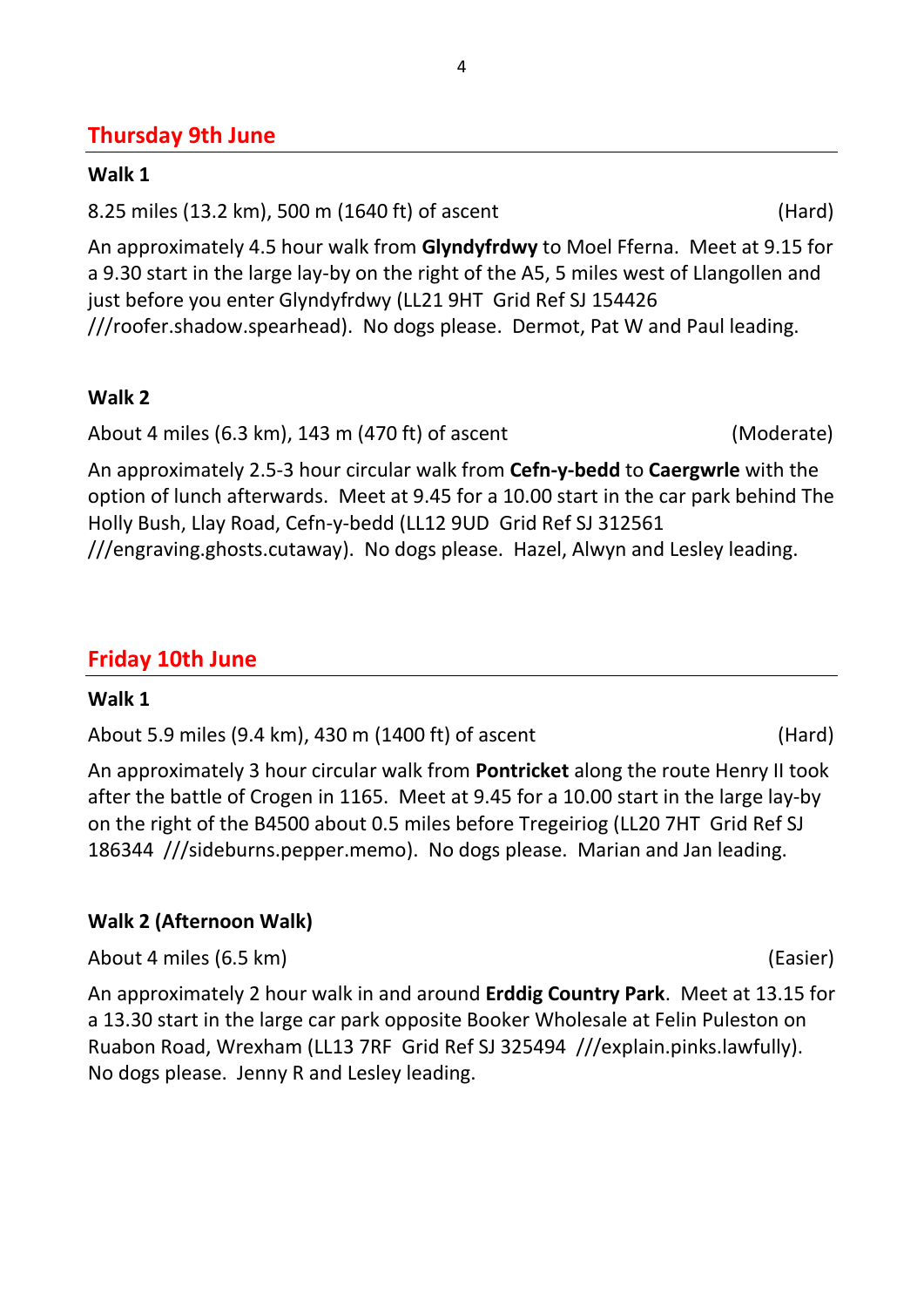## Thursday 9th June

### Walk 1

8.25 miles (13.2 km), 500 m (1640 ft) of ascent (Hard)

An approximately 4.5 hour walk from **Glyndyfrdwy** to Moel Fferna. Meet at 9.15 for a 9.30 start in the large lay-by on the right of the A5, 5 miles west of Llangollen and just before you enter Glyndyfrdwy (LL21 9HT Grid Ref SJ 154426 ///roofer.shadow.spearhead). No dogs please. Dermot, Pat W and Paul leading.

### Walk 2

About 4 miles (6.3 km), 143 m (470 ft) of ascent (Moderate)

An approximately 2.5-3 hour circular walk from **Cefn-y-bedd** to **Caergwrle** with the option of lunch afterwards. Meet at 9.45 for a 10.00 start in the car park behind The Holly Bush, Llay Road, Cefn-y-bedd (LL12 9UD Grid Ref SJ 312561 ///engraving.ghosts.cutaway). No dogs please. Hazel, Alwyn and Lesley leading.

## Friday 10th June

### Walk 1

About 5.9 miles (9.4 km), 430 m (1400 ft) of ascent (Hard)

An approximately 3 hour circular walk from **Pontricket** along the route Henry II took after the battle of Crogen in 1165. Meet at 9.45 for a 10.00 start in the large lay-by on the right of the B4500 about 0.5 miles before Tregeiriog (LL20 7HT Grid Ref SJ 186344 ///sideburns.pepper.memo). No dogs please. Marian and Jan leading.

### Walk 2 (Afternoon Walk)

About 4 miles (6.5 km) (Easier)

An approximately 2 hour walk in and around **Erddig Country Park**. Meet at 13.15 for a 13.30 start in the large car park opposite Booker Wholesale at Felin Puleston on Ruabon Road, Wrexham (LL13 7RF Grid Ref SJ 325494 ///explain.pinks.lawfully). No dogs please. Jenny R and Lesley leading.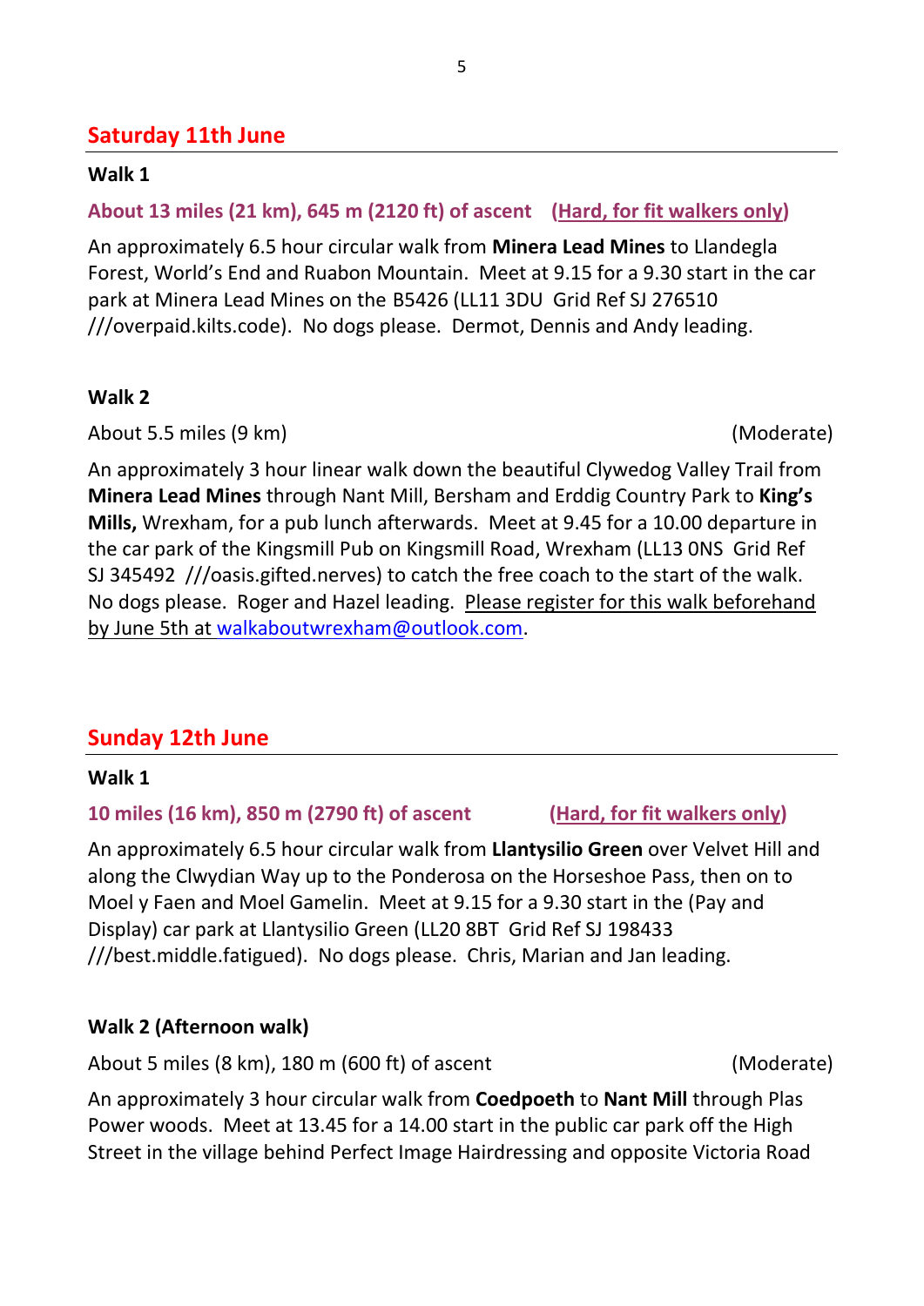## Saturday 11th June

### Walk 1

**About 13 miles (21 km), 645 m (2120 ft) of ascent    (Hard, for fit walkers only)**

An approximately 6.5 hour circular walk from **Minera Lead Mines** to Llandegla Forest, World's End and Ruabon Mountain.  Meet at 9.15 for a 9.30 start in the car park at Minera Lead Mines on the B5426 (LL11 3DU  Grid Ref SJ 276510 ///overpaid.kilts.code).  No dogs please.  Dermot, Dennis and Andy leading.

### Walk 2

About 5.5 miles (9 km)    (Moderate)

An approximately 3 hour linear walk down the beautiful Clywedog Valley Trail from **Minera Lead Mines** through Nant Mill, Bersham and Erddig Country Park to **King's Mills,** Wrexham, for a pub lunch afterwards.  Meet at 9.45 for a 10.00 departure in the car park of the Kingsmill Pub on Kingsmill Road, Wrexham (LL13 0NS  Grid Ref SJ 345492  ///oasis.gifted.nerves) to catch the free coach to the start of the walk.  No dogs please.  Roger and Hazel leading.  Please register for this walk beforehand by June 5th at walkaboutwrexham@outlook.com.

## Sunday 12th June

### Walk 1

**10 miles (16 km), 850 m (2790 ft) of ascent    (Hard, for fit walkers only)**

An approximately 6.5 hour circular walk from **Llantysilio Green** over Velvet Hill and along the Clwydian Way up to the Ponderosa on the Horseshoe Pass, then on to Moel y Faen and Moel Gamelin.  Meet at 9.15 for a 9.30 start in the (Pay and Display) car park at Llantysilio Green (LL20 8BT  Grid Ref SJ 198433 ///best.middle.fatigued).  No dogs please.  Chris, Marian and Jan leading.

### Walk 2 (Afternoon walk)

About 5 miles (8 km), 180 m (600 ft) of ascent    (Moderate)

An approximately 3 hour circular walk from **Coedpoeth** to **Nant Mill** through Plas Power woods.  Meet at 13.45 for a 14.00 start in the public car park off the High Street in the village behind Perfect Image Hairdressing and opposite Victoria Road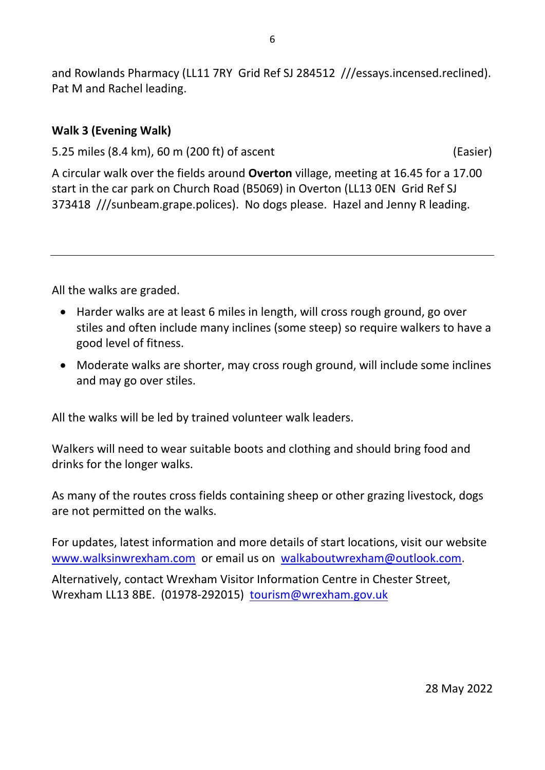and Rowlands Pharmacy (LL11 7RY  Grid Ref SJ 284512  ///essays.incensed.reclined). Pat M and Rachel leading.

**Walk 3 (Evening Walk)**

5.25 miles (8.4 km), 60 m (200 ft) of ascent (Easier)

A circular walk over the fields around **Overton** village, meeting at 16.45 for a 17.00 start in the car park on Church Road (B5069) in Overton (LL13 0EN  Grid Ref SJ 373418  ///sunbeam.grape.polices).  No dogs please.  Hazel and Jenny R leading.

---

All the walks are graded.

- Harder walks are at least 6 miles in length, will cross rough ground, go over stiles and often include many inclines (some steep) so require walkers to have a good level of fitness.
- Moderate walks are shorter, may cross rough ground, will include some inclines and may go over stiles.

All the walks will be led by trained volunteer walk leaders.

Walkers will need to wear suitable boots and clothing and should bring food and drinks for the longer walks.

As many of the routes cross fields containing sheep or other grazing livestock, dogs are not permitted on the walks.

For updates, latest information and more details of start locations, visit our website www.walksinwrexham.com or email us on walkaboutwrexham@outlook.com.

Alternatively, contact Wrexham Visitor Information Centre in Chester Street, Wrexham LL13 8BE.  (01978-292015)  tourism@wrexham.gov.uk

28 May 2022